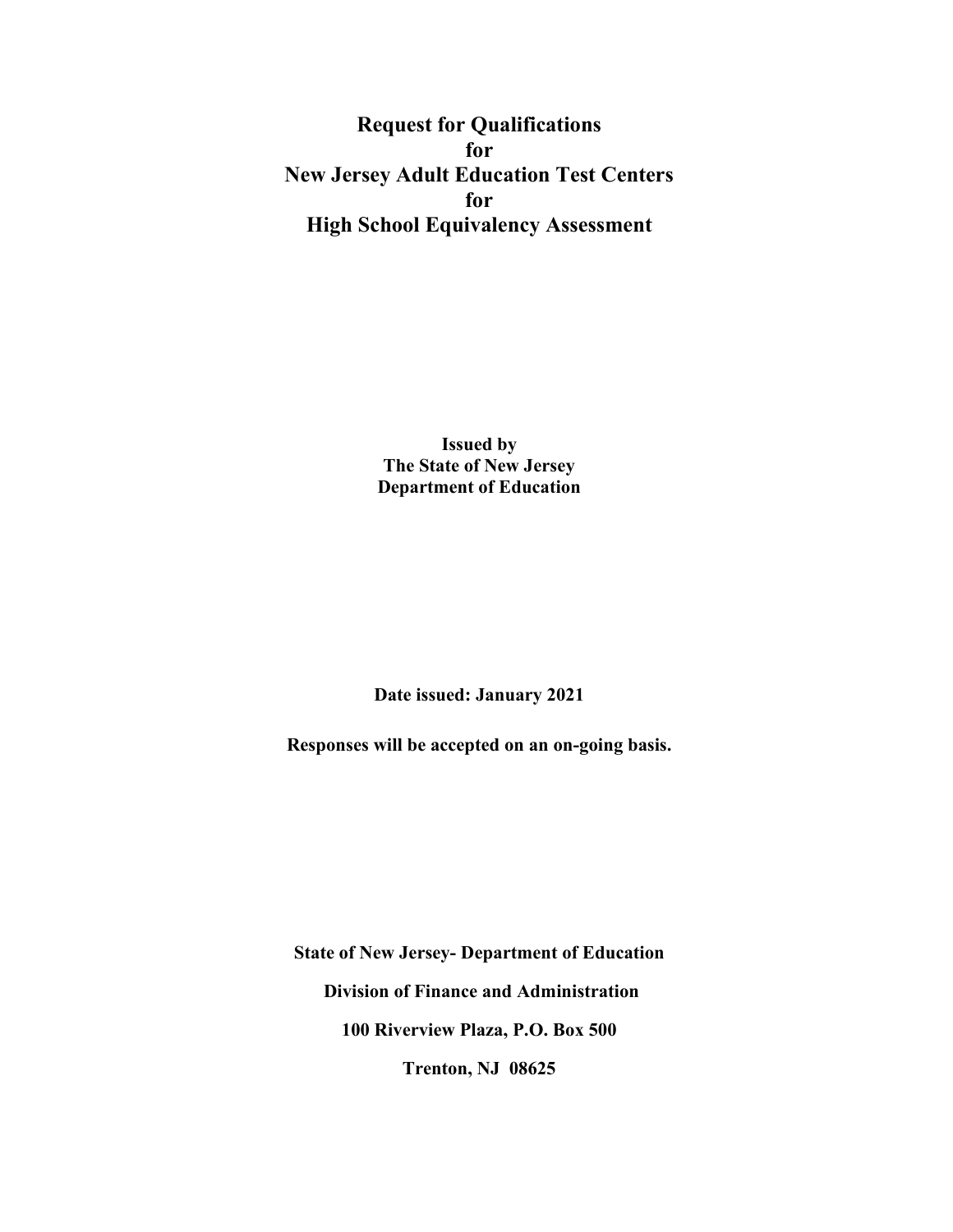# Request for Qualifications
# for
# New Jersey Adult Education Test Centers
# for
# High School Equivalency Assessment

**Issued by**
**The State of New Jersey**
**Department of Education**

**Date issued: January 2021**

**Responses will be accepted on an on-going basis.**

**State of New Jersey- Department of Education**

**Division of Finance and Administration**

**100 Riverview Plaza, P.O. Box 500**

**Trenton, NJ 08625**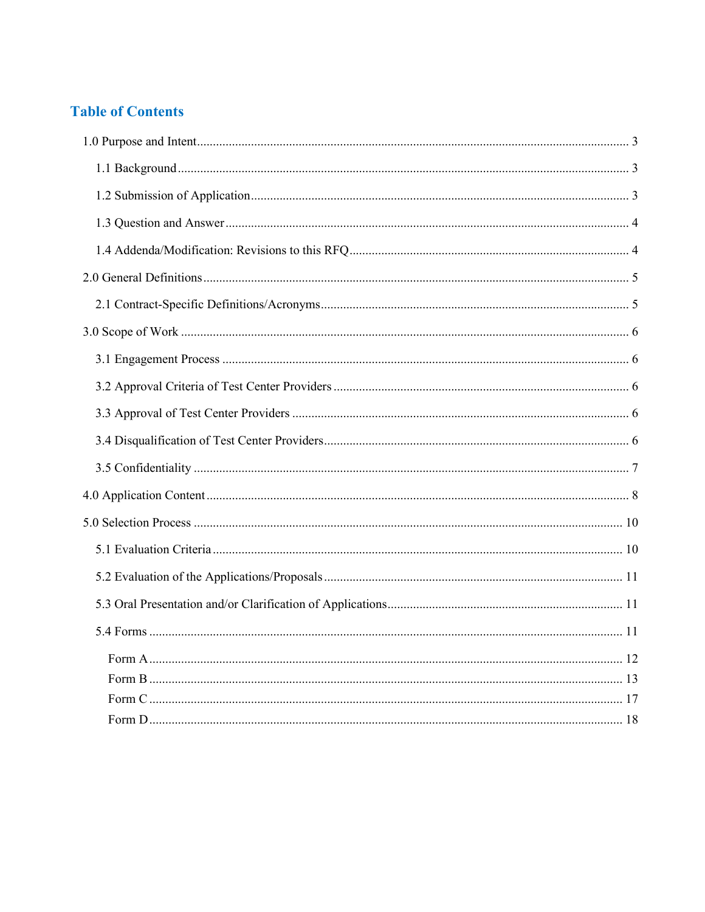## Table of Contents

1.0 Purpose and Intent ........................................................................................................... 3

- 1.1 Background ................................................................................................................ 3
- 1.2 Submission of Application ......................................................................................... 3
- 1.3 Question and Answer ................................................................................................. 4
- 1.4 Addenda/Modification: Revisions to this RFQ .......................................................... 4

2.0 General Definitions ......................................................................................................... 5

- 2.1 Contract-Specific Definitions/Acronyms .................................................................... 5

3.0 Scope of Work ................................................................................................................ 6

- 3.1 Engagement Process .................................................................................................. 6
- 3.2 Approval Criteria of Test Center Providers ................................................................ 6
- 3.3 Approval of Test Center Providers ............................................................................. 6
- 3.4 Disqualification of Test Center Providers .................................................................. 6
- 3.5 Confidentiality ........................................................................................................... 7

4.0 Application Content ........................................................................................................ 8

5.0 Selection Process ........................................................................................................... 10

- 5.1 Evaluation Criteria .................................................................................................... 10
- 5.2 Evaluation of the Applications/Proposals ................................................................. 11
- 5.3 Oral Presentation and/or Clarification of Applications ............................................. 11
- 5.4 Forms ....................................................................................................................... 11
  - Form A ................................................................................................................... 12
  - Form B ................................................................................................................... 13
  - Form C ................................................................................................................... 17
  - Form D ................................................................................................................... 18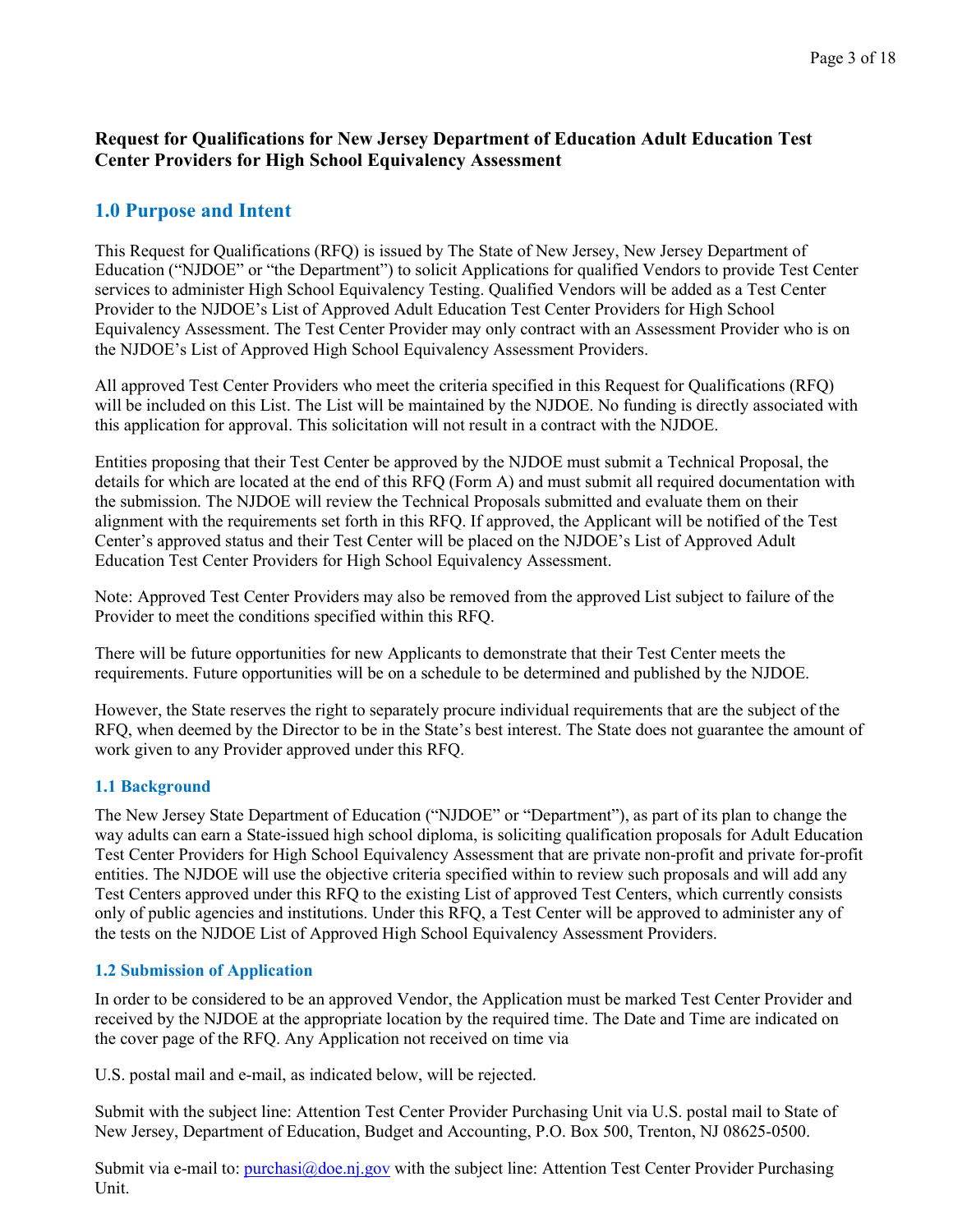**Request for Qualifications for New Jersey Department of Education Adult Education Test Center Providers for High School Equivalency Assessment**

## 1.0 Purpose and Intent

This Request for Qualifications (RFQ) is issued by The State of New Jersey, New Jersey Department of Education ("NJDOE" or "the Department") to solicit Applications for qualified Vendors to provide Test Center services to administer High School Equivalency Testing. Qualified Vendors will be added as a Test Center Provider to the NJDOE's List of Approved Adult Education Test Center Providers for High School Equivalency Assessment. The Test Center Provider may only contract with an Assessment Provider who is on the NJDOE's List of Approved High School Equivalency Assessment Providers.

All approved Test Center Providers who meet the criteria specified in this Request for Qualifications (RFQ) will be included on this List. The List will be maintained by the NJDOE. No funding is directly associated with this application for approval. This solicitation will not result in a contract with the NJDOE.

Entities proposing that their Test Center be approved by the NJDOE must submit a Technical Proposal, the details for which are located at the end of this RFQ (Form A) and must submit all required documentation with the submission. The NJDOE will review the Technical Proposals submitted and evaluate them on their alignment with the requirements set forth in this RFQ. If approved, the Applicant will be notified of the Test Center's approved status and their Test Center will be placed on the NJDOE's List of Approved Adult Education Test Center Providers for High School Equivalency Assessment.

Note: Approved Test Center Providers may also be removed from the approved List subject to failure of the Provider to meet the conditions specified within this RFQ.

There will be future opportunities for new Applicants to demonstrate that their Test Center meets the requirements. Future opportunities will be on a schedule to be determined and published by the NJDOE.

However, the State reserves the right to separately procure individual requirements that are the subject of the RFQ, when deemed by the Director to be in the State's best interest. The State does not guarantee the amount of work given to any Provider approved under this RFQ.

### 1.1 Background

The New Jersey State Department of Education ("NJDOE" or "Department"), as part of its plan to change the way adults can earn a State-issued high school diploma, is soliciting qualification proposals for Adult Education Test Center Providers for High School Equivalency Assessment that are private non-profit and private for-profit entities. The NJDOE will use the objective criteria specified within to review such proposals and will add any Test Centers approved under this RFQ to the existing List of approved Test Centers, which currently consists only of public agencies and institutions. Under this RFQ, a Test Center will be approved to administer any of the tests on the NJDOE List of Approved High School Equivalency Assessment Providers.

### 1.2 Submission of Application

In order to be considered to be an approved Vendor, the Application must be marked Test Center Provider and received by the NJDOE at the appropriate location by the required time. The Date and Time are indicated on the cover page of the RFQ. Any Application not received on time via

U.S. postal mail and e-mail, as indicated below, will be rejected.

Submit with the subject line: Attention Test Center Provider Purchasing Unit via U.S. postal mail to State of New Jersey, Department of Education, Budget and Accounting, P.O. Box 500, Trenton, NJ 08625-0500.

Submit via e-mail to: purchasi@doe.nj.gov with the subject line: Attention Test Center Provider Purchasing Unit.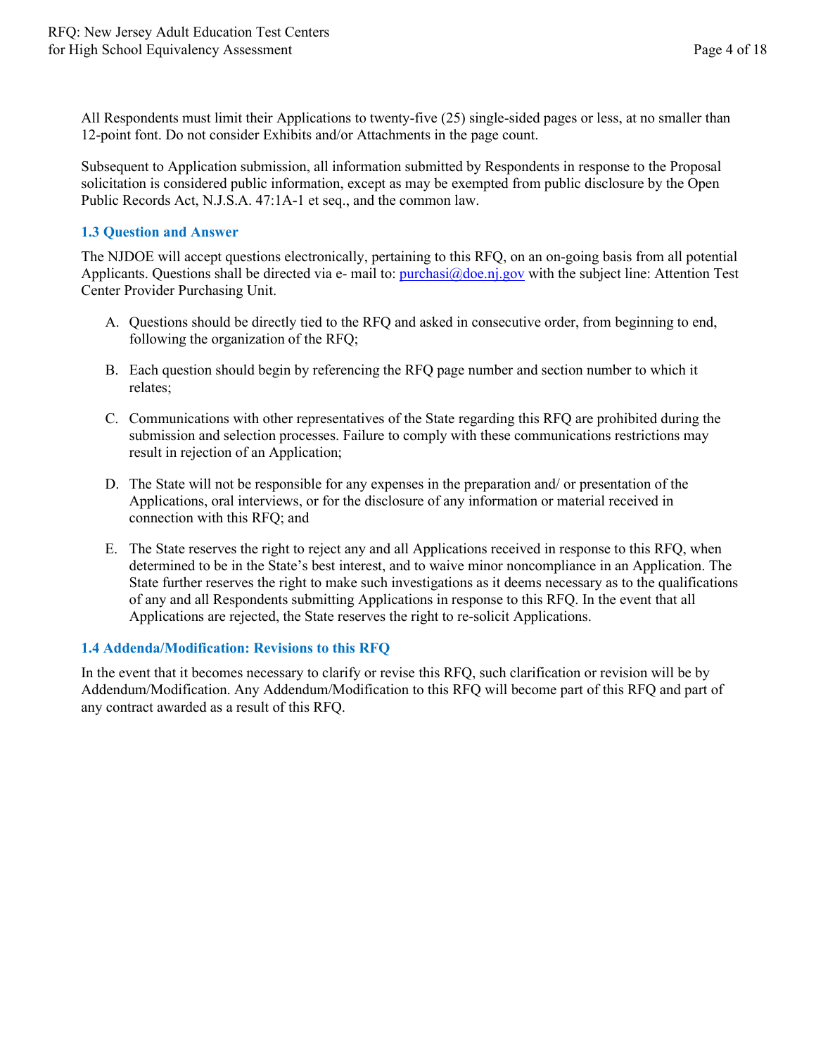All Respondents must limit their Applications to twenty-five (25) single-sided pages or less, at no smaller than 12-point font. Do not consider Exhibits and/or Attachments in the page count.

Subsequent to Application submission, all information submitted by Respondents in response to the Proposal solicitation is considered public information, except as may be exempted from public disclosure by the Open Public Records Act, N.J.S.A. 47:1A-1 et seq., and the common law.

### 1.3 Question and Answer

The NJDOE will accept questions electronically, pertaining to this RFQ, on an on-going basis from all potential Applicants. Questions shall be directed via e- mail to: purchasi@doe.nj.gov with the subject line: Attention Test Center Provider Purchasing Unit.

A. Questions should be directly tied to the RFQ and asked in consecutive order, from beginning to end, following the organization of the RFQ;

B. Each question should begin by referencing the RFQ page number and section number to which it relates;

C. Communications with other representatives of the State regarding this RFQ are prohibited during the submission and selection processes. Failure to comply with these communications restrictions may result in rejection of an Application;

D. The State will not be responsible for any expenses in the preparation and/ or presentation of the Applications, oral interviews, or for the disclosure of any information or material received in connection with this RFQ; and

E. The State reserves the right to reject any and all Applications received in response to this RFQ, when determined to be in the State's best interest, and to waive minor noncompliance in an Application. The State further reserves the right to make such investigations as it deems necessary as to the qualifications of any and all Respondents submitting Applications in response to this RFQ. In the event that all Applications are rejected, the State reserves the right to re-solicit Applications.

### 1.4 Addenda/Modification: Revisions to this RFQ

In the event that it becomes necessary to clarify or revise this RFQ, such clarification or revision will be by Addendum/Modification. Any Addendum/Modification to this RFQ will become part of this RFQ and part of any contract awarded as a result of this RFQ.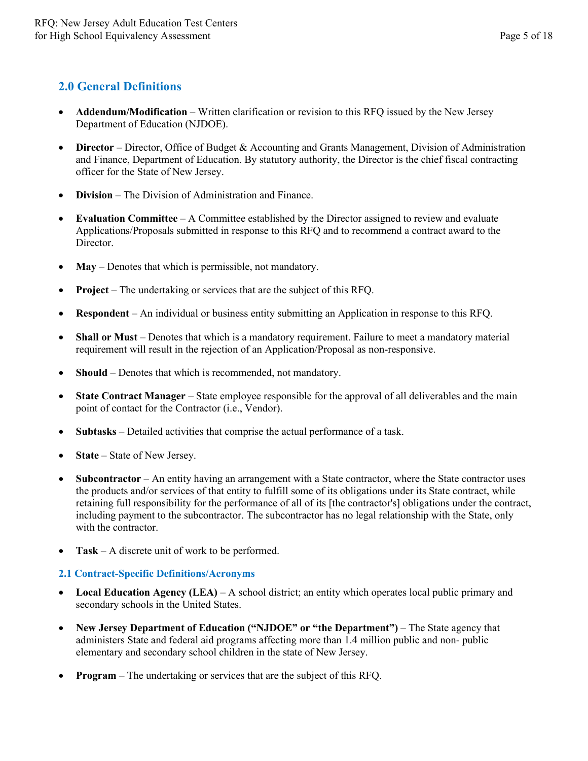## 2.0 General Definitions

- **Addendum/Modification** – Written clarification or revision to this RFQ issued by the New Jersey Department of Education (NJDOE).
- **Director** – Director, Office of Budget & Accounting and Grants Management, Division of Administration and Finance, Department of Education. By statutory authority, the Director is the chief fiscal contracting officer for the State of New Jersey.
- **Division** – The Division of Administration and Finance.
- **Evaluation Committee** – A Committee established by the Director assigned to review and evaluate Applications/Proposals submitted in response to this RFQ and to recommend a contract award to the Director.
- **May** – Denotes that which is permissible, not mandatory.
- **Project** – The undertaking or services that are the subject of this RFQ.
- **Respondent** – An individual or business entity submitting an Application in response to this RFQ.
- **Shall or Must** – Denotes that which is a mandatory requirement. Failure to meet a mandatory material requirement will result in the rejection of an Application/Proposal as non-responsive.
- **Should** – Denotes that which is recommended, not mandatory.
- **State Contract Manager** – State employee responsible for the approval of all deliverables and the main point of contact for the Contractor (i.e., Vendor).
- **Subtasks** – Detailed activities that comprise the actual performance of a task.
- **State** – State of New Jersey.
- **Subcontractor** – An entity having an arrangement with a State contractor, where the State contractor uses the products and/or services of that entity to fulfill some of its obligations under its State contract, while retaining full responsibility for the performance of all of its [the contractor's] obligations under the contract, including payment to the subcontractor. The subcontractor has no legal relationship with the State, only with the contractor.
- **Task** – A discrete unit of work to be performed.

### 2.1 Contract-Specific Definitions/Acronyms

- **Local Education Agency (LEA)** – A school district; an entity which operates local public primary and secondary schools in the United States.
- **New Jersey Department of Education ("NJDOE" or "the Department")** – The State agency that administers State and federal aid programs affecting more than 1.4 million public and non- public elementary and secondary school children in the state of New Jersey.
- **Program** – The undertaking or services that are the subject of this RFQ.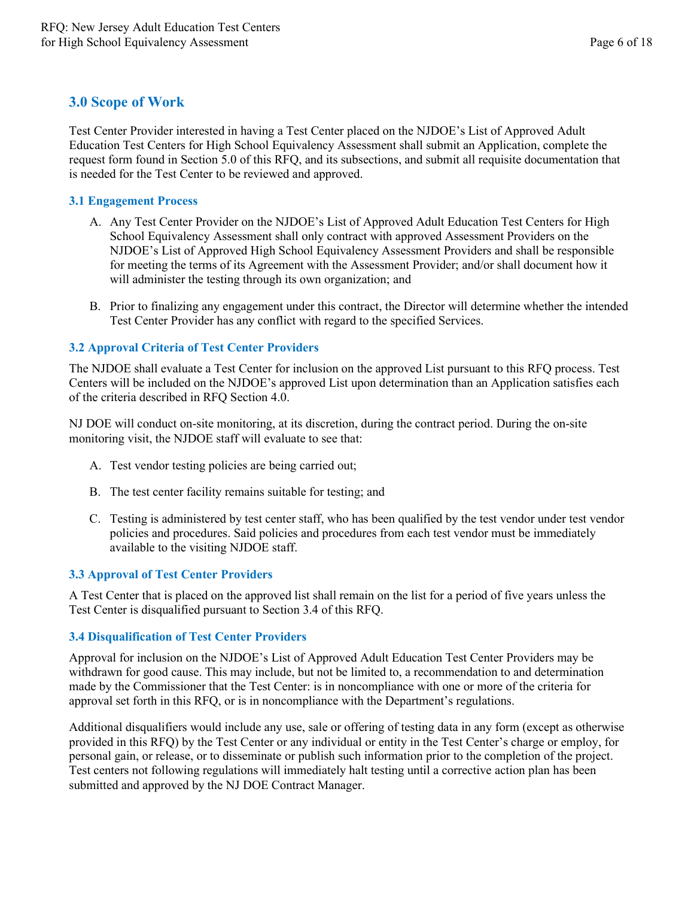## 3.0 Scope of Work

Test Center Provider interested in having a Test Center placed on the NJDOE's List of Approved Adult Education Test Centers for High School Equivalency Assessment shall submit an Application, complete the request form found in Section 5.0 of this RFQ, and its subsections, and submit all requisite documentation that is needed for the Test Center to be reviewed and approved.

### 3.1 Engagement Process

A. Any Test Center Provider on the NJDOE's List of Approved Adult Education Test Centers for High School Equivalency Assessment shall only contract with approved Assessment Providers on the NJDOE's List of Approved High School Equivalency Assessment Providers and shall be responsible for meeting the terms of its Agreement with the Assessment Provider; and/or shall document how it will administer the testing through its own organization; and

B. Prior to finalizing any engagement under this contract, the Director will determine whether the intended Test Center Provider has any conflict with regard to the specified Services.

### 3.2 Approval Criteria of Test Center Providers

The NJDOE shall evaluate a Test Center for inclusion on the approved List pursuant to this RFQ process. Test Centers will be included on the NJDOE's approved List upon determination than an Application satisfies each of the criteria described in RFQ Section 4.0.

NJ DOE will conduct on-site monitoring, at its discretion, during the contract period. During the on-site monitoring visit, the NJDOE staff will evaluate to see that:

A. Test vendor testing policies are being carried out;

B. The test center facility remains suitable for testing; and

C. Testing is administered by test center staff, who has been qualified by the test vendor under test vendor policies and procedures. Said policies and procedures from each test vendor must be immediately available to the visiting NJDOE staff.

### 3.3 Approval of Test Center Providers

A Test Center that is placed on the approved list shall remain on the list for a period of five years unless the Test Center is disqualified pursuant to Section 3.4 of this RFQ.

### 3.4 Disqualification of Test Center Providers

Approval for inclusion on the NJDOE's List of Approved Adult Education Test Center Providers may be withdrawn for good cause. This may include, but not be limited to, a recommendation to and determination made by the Commissioner that the Test Center: is in noncompliance with one or more of the criteria for approval set forth in this RFQ, or is in noncompliance with the Department's regulations.

Additional disqualifiers would include any use, sale or offering of testing data in any form (except as otherwise provided in this RFQ) by the Test Center or any individual or entity in the Test Center's charge or employ, for personal gain, or release, or to disseminate or publish such information prior to the completion of the project. Test centers not following regulations will immediately halt testing until a corrective action plan has been submitted and approved by the NJ DOE Contract Manager.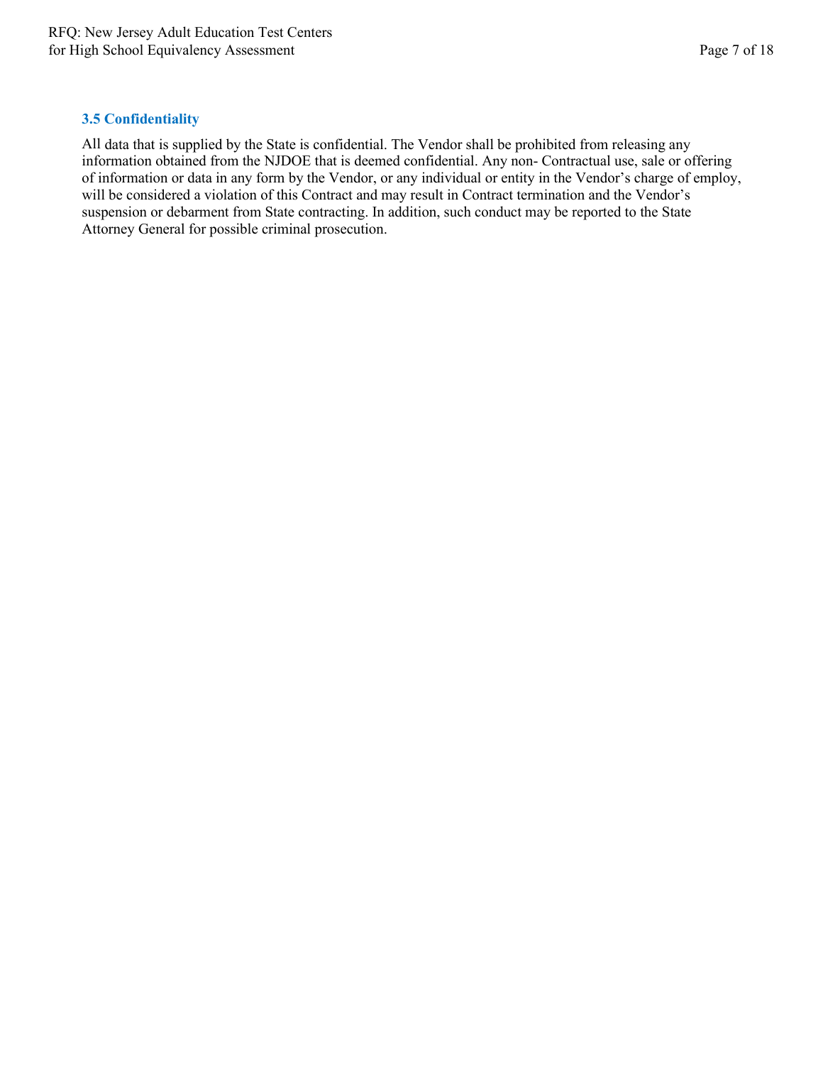### 3.5 Confidentiality

All data that is supplied by the State is confidential. The Vendor shall be prohibited from releasing any information obtained from the NJDOE that is deemed confidential. Any non- Contractual use, sale or offering of information or data in any form by the Vendor, or any individual or entity in the Vendor's charge of employ, will be considered a violation of this Contract and may result in Contract termination and the Vendor's suspension or debarment from State contracting. In addition, such conduct may be reported to the State Attorney General for possible criminal prosecution.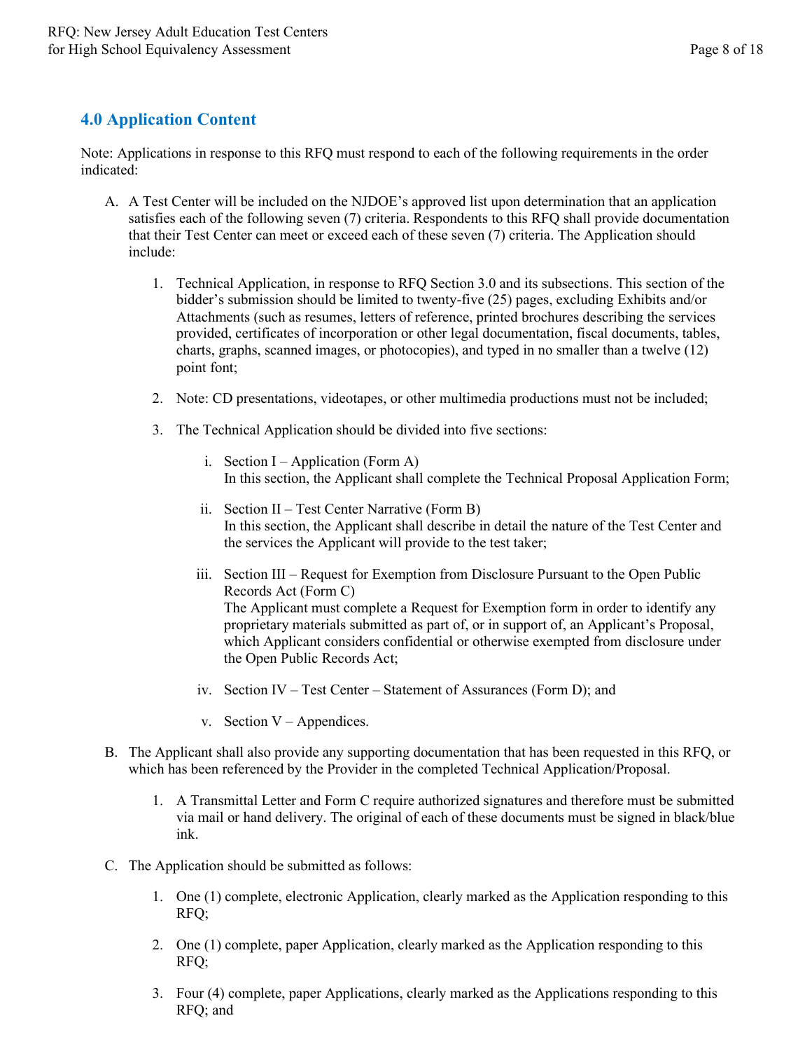## 4.0 Application Content

Note: Applications in response to this RFQ must respond to each of the following requirements in the order indicated:

A. A Test Center will be included on the NJDOE's approved list upon determination that an application satisfies each of the following seven (7) criteria. Respondents to this RFQ shall provide documentation that their Test Center can meet or exceed each of these seven (7) criteria. The Application should include:

   1. Technical Application, in response to RFQ Section 3.0 and its subsections. This section of the bidder's submission should be limited to twenty-five (25) pages, excluding Exhibits and/or Attachments (such as resumes, letters of reference, printed brochures describing the services provided, certificates of incorporation or other legal documentation, fiscal documents, tables, charts, graphs, scanned images, or photocopies), and typed in no smaller than a twelve (12) point font;

   2. Note: CD presentations, videotapes, or other multimedia productions must not be included;

   3. The Technical Application should be divided into five sections:

      i. Section I – Application (Form A)
      In this section, the Applicant shall complete the Technical Proposal Application Form;

      ii. Section II – Test Center Narrative (Form B)
      In this section, the Applicant shall describe in detail the nature of the Test Center and the services the Applicant will provide to the test taker;

      iii. Section III – Request for Exemption from Disclosure Pursuant to the Open Public Records Act (Form C)
      The Applicant must complete a Request for Exemption form in order to identify any proprietary materials submitted as part of, or in support of, an Applicant's Proposal, which Applicant considers confidential or otherwise exempted from disclosure under the Open Public Records Act;

      iv. Section IV – Test Center – Statement of Assurances (Form D); and

      v. Section V – Appendices.

B. The Applicant shall also provide any supporting documentation that has been requested in this RFQ, or which has been referenced by the Provider in the completed Technical Application/Proposal.

   1. A Transmittal Letter and Form C require authorized signatures and therefore must be submitted via mail or hand delivery. The original of each of these documents must be signed in black/blue ink.

C. The Application should be submitted as follows:

   1. One (1) complete, electronic Application, clearly marked as the Application responding to this RFQ;

   2. One (1) complete, paper Application, clearly marked as the Application responding to this RFQ;

   3. Four (4) complete, paper Applications, clearly marked as the Applications responding to this RFQ; and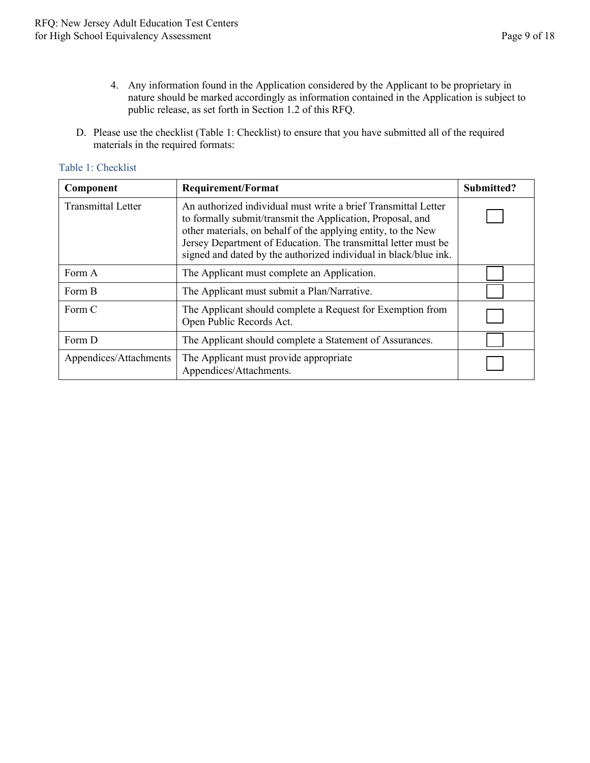4. Any information found in the Application considered by the Applicant to be proprietary in nature should be marked accordingly as information contained in the Application is subject to public release, as set forth in Section 1.2 of this RFQ.

D. Please use the checklist (Table 1: Checklist) to ensure that you have submitted all of the required materials in the required formats:

Table 1: Checklist

| Component | Requirement/Format | Submitted? |
|---|---|---|
| Transmittal Letter | An authorized individual must write a brief Transmittal Letter to formally submit/transmit the Application, Proposal, and other materials, on behalf of the applying entity, to the New Jersey Department of Education. The transmittal letter must be signed and dated by the authorized individual in black/blue ink. | ☐ |
| Form A | The Applicant must complete an Application. | ☐ |
| Form B | The Applicant must submit a Plan/Narrative. | ☐ |
| Form C | The Applicant should complete a Request for Exemption from Open Public Records Act. | ☐ |
| Form D | The Applicant should complete a Statement of Assurances. | ☐ |
| Appendices/Attachments | The Applicant must provide appropriate Appendices/Attachments. | ☐ |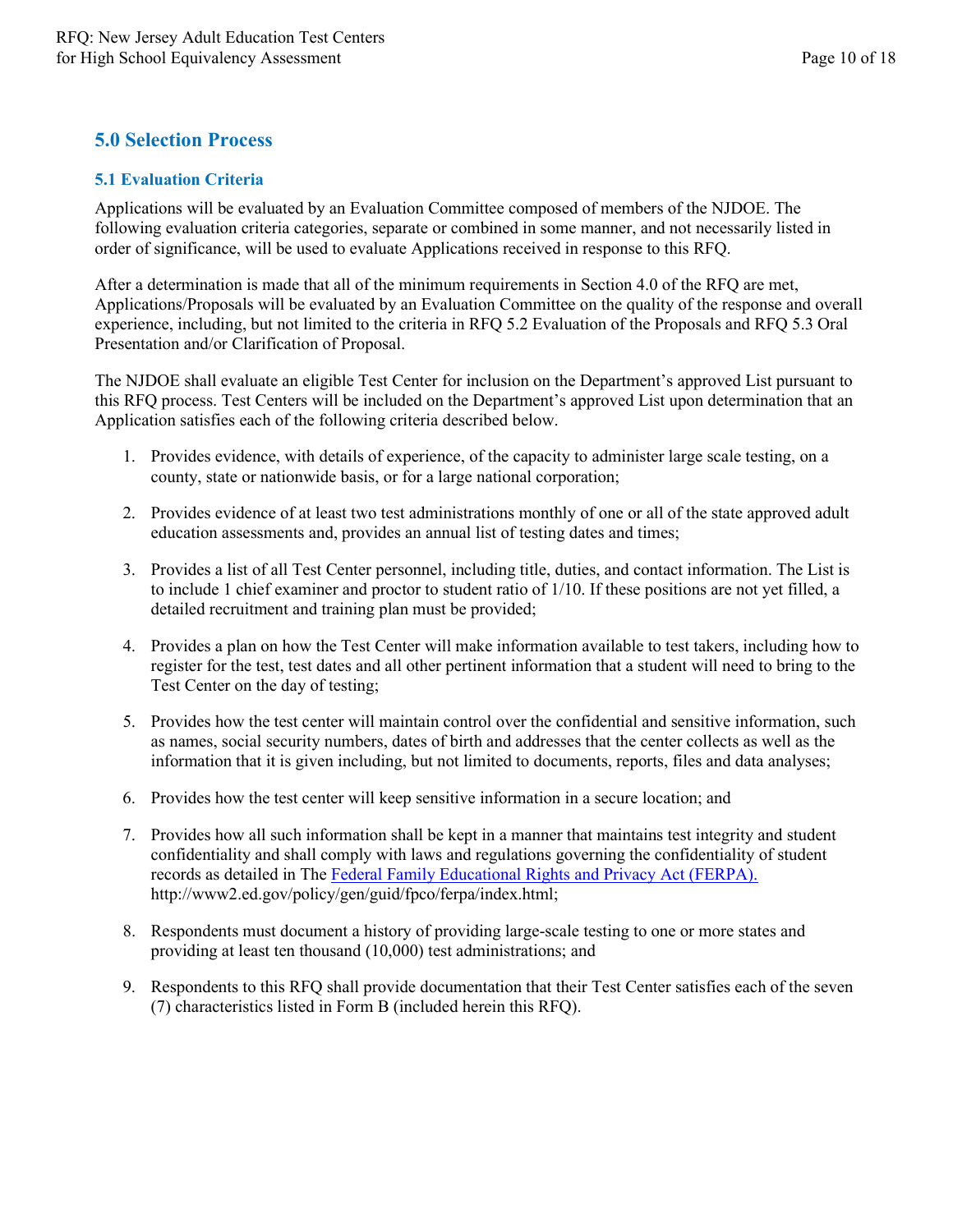## 5.0 Selection Process

### 5.1 Evaluation Criteria

Applications will be evaluated by an Evaluation Committee composed of members of the NJDOE. The following evaluation criteria categories, separate or combined in some manner, and not necessarily listed in order of significance, will be used to evaluate Applications received in response to this RFQ.

After a determination is made that all of the minimum requirements in Section 4.0 of the RFQ are met, Applications/Proposals will be evaluated by an Evaluation Committee on the quality of the response and overall experience, including, but not limited to the criteria in RFQ 5.2 Evaluation of the Proposals and RFQ 5.3 Oral Presentation and/or Clarification of Proposal.

The NJDOE shall evaluate an eligible Test Center for inclusion on the Department's approved List pursuant to this RFQ process. Test Centers will be included on the Department's approved List upon determination that an Application satisfies each of the following criteria described below.

1. Provides evidence, with details of experience, of the capacity to administer large scale testing, on a county, state or nationwide basis, or for a large national corporation;

2. Provides evidence of at least two test administrations monthly of one or all of the state approved adult education assessments and, provides an annual list of testing dates and times;

3. Provides a list of all Test Center personnel, including title, duties, and contact information. The List is to include 1 chief examiner and proctor to student ratio of 1/10. If these positions are not yet filled, a detailed recruitment and training plan must be provided;

4. Provides a plan on how the Test Center will make information available to test takers, including how to register for the test, test dates and all other pertinent information that a student will need to bring to the Test Center on the day of testing;

5. Provides how the test center will maintain control over the confidential and sensitive information, such as names, social security numbers, dates of birth and addresses that the center collects as well as the information that it is given including, but not limited to documents, reports, files and data analyses;

6. Provides how the test center will keep sensitive information in a secure location; and

7. Provides how all such information shall be kept in a manner that maintains test integrity and student confidentiality and shall comply with laws and regulations governing the confidentiality of student records as detailed in The [Federal Family Educational Rights and Privacy Act (FERPA).](http://www2.ed.gov/policy/gen/guid/fpco/ferpa/index.html) http://www2.ed.gov/policy/gen/guid/fpco/ferpa/index.html;

8. Respondents must document a history of providing large-scale testing to one or more states and providing at least ten thousand (10,000) test administrations; and

9. Respondents to this RFQ shall provide documentation that their Test Center satisfies each of the seven (7) characteristics listed in Form B (included herein this RFQ).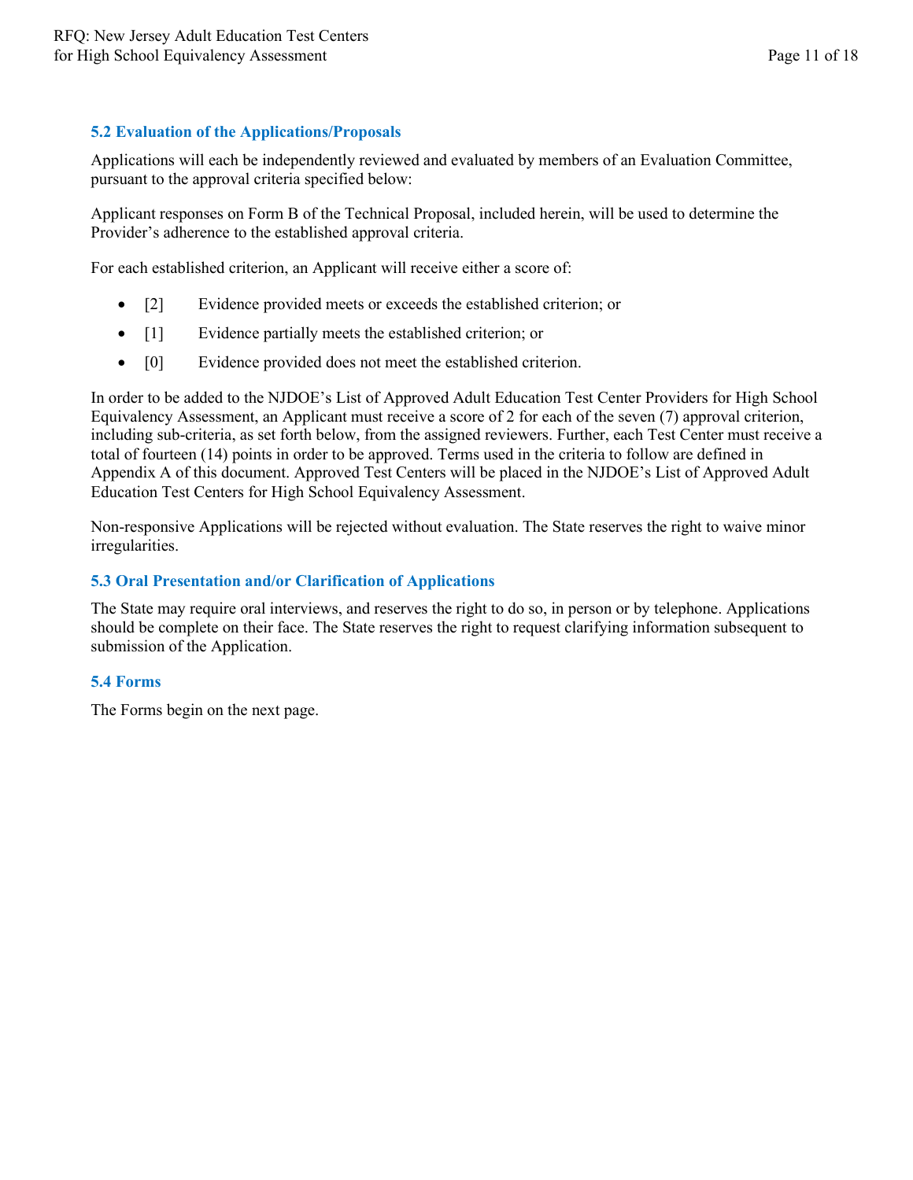### 5.2 Evaluation of the Applications/Proposals

Applications will each be independently reviewed and evaluated by members of an Evaluation Committee, pursuant to the approval criteria specified below:

Applicant responses on Form B of the Technical Proposal, included herein, will be used to determine the Provider's adherence to the established approval criteria.

For each established criterion, an Applicant will receive either a score of:

- [2] Evidence provided meets or exceeds the established criterion; or
- [1] Evidence partially meets the established criterion; or
- [0] Evidence provided does not meet the established criterion.

In order to be added to the NJDOE's List of Approved Adult Education Test Center Providers for High School Equivalency Assessment, an Applicant must receive a score of 2 for each of the seven (7) approval criterion, including sub-criteria, as set forth below, from the assigned reviewers. Further, each Test Center must receive a total of fourteen (14) points in order to be approved. Terms used in the criteria to follow are defined in Appendix A of this document. Approved Test Centers will be placed in the NJDOE's List of Approved Adult Education Test Centers for High School Equivalency Assessment.

Non-responsive Applications will be rejected without evaluation. The State reserves the right to waive minor irregularities.

### 5.3 Oral Presentation and/or Clarification of Applications

The State may require oral interviews, and reserves the right to do so, in person or by telephone. Applications should be complete on their face. The State reserves the right to request clarifying information subsequent to submission of the Application.

### 5.4 Forms

The Forms begin on the next page.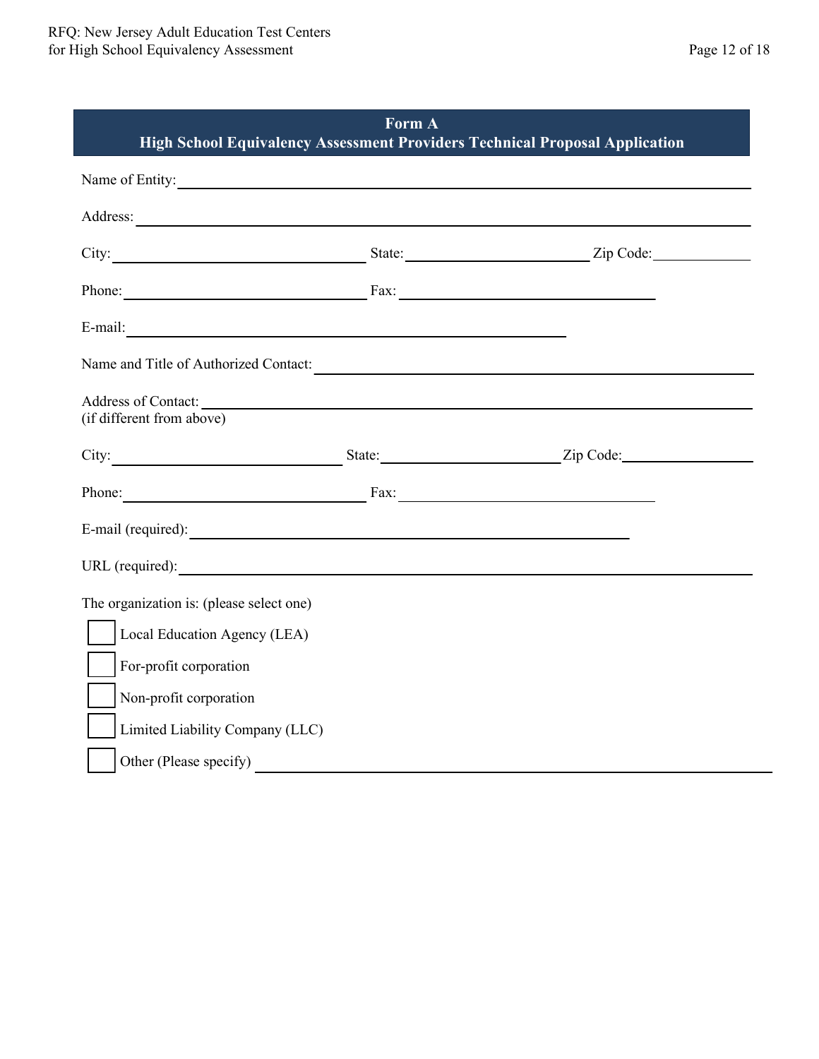## Form A
## High School Equivalency Assessment Providers Technical Proposal Application

Name of Entity: ______________________________________________

Address: ______________________________________________

City: ____________________ State: ____________________ Zip Code: ____________

Phone: ____________________ Fax: ____________________

E-mail: ______________________________________________

Name and Title of Authorized Contact: ______________________________________________

Address of Contact: ______________________________________________
(if different from above)

City: ____________________ State: ____________________ Zip Code: ____________

Phone: ____________________ Fax: ____________________

E-mail (required): ______________________________________________

URL (required): ______________________________________________

The organization is: (please select one)

- ☐ Local Education Agency (LEA)
- ☐ For-profit corporation
- ☐ Non-profit corporation
- ☐ Limited Liability Company (LLC)
- ☐ Other (Please specify) ______________________________________________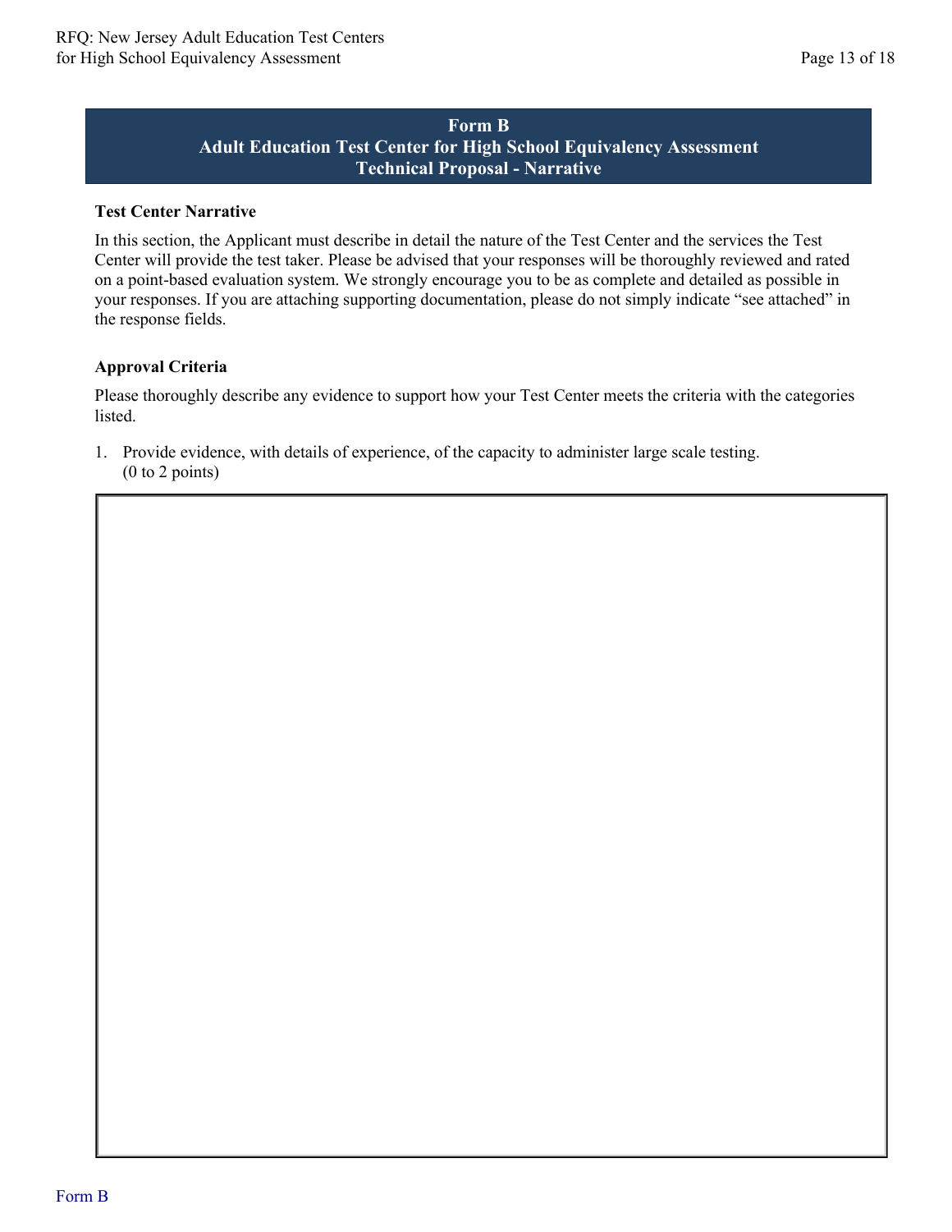## Form B
## Adult Education Test Center for High School Equivalency Assessment
## Technical Proposal - Narrative

**Test Center Narrative**

In this section, the Applicant must describe in detail the nature of the Test Center and the services the Test Center will provide the test taker. Please be advised that your responses will be thoroughly reviewed and rated on a point-based evaluation system. We strongly encourage you to be as complete and detailed as possible in your responses. If you are attaching supporting documentation, please do not simply indicate "see attached" in the response fields.

**Approval Criteria**

Please thoroughly describe any evidence to support how your Test Center meets the criteria with the categories listed.

1. Provide evidence, with details of experience, of the capacity to administer large scale testing. (0 to 2 points)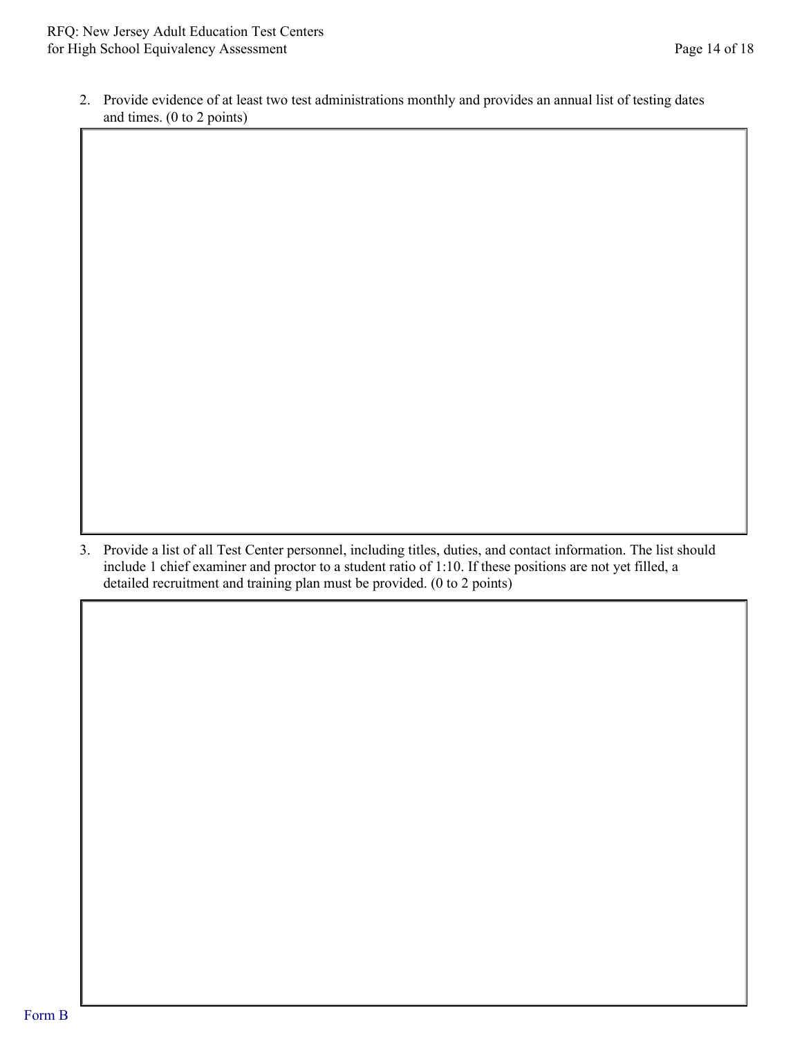2. Provide evidence of at least two test administrations monthly and provides an annual list of testing dates and times. (0 to 2 points)

3. Provide a list of all Test Center personnel, including titles, duties, and contact information. The list should include 1 chief examiner and proctor to a student ratio of 1:10. If these positions are not yet filled, a detailed recruitment and training plan must be provided. (0 to 2 points)

Form B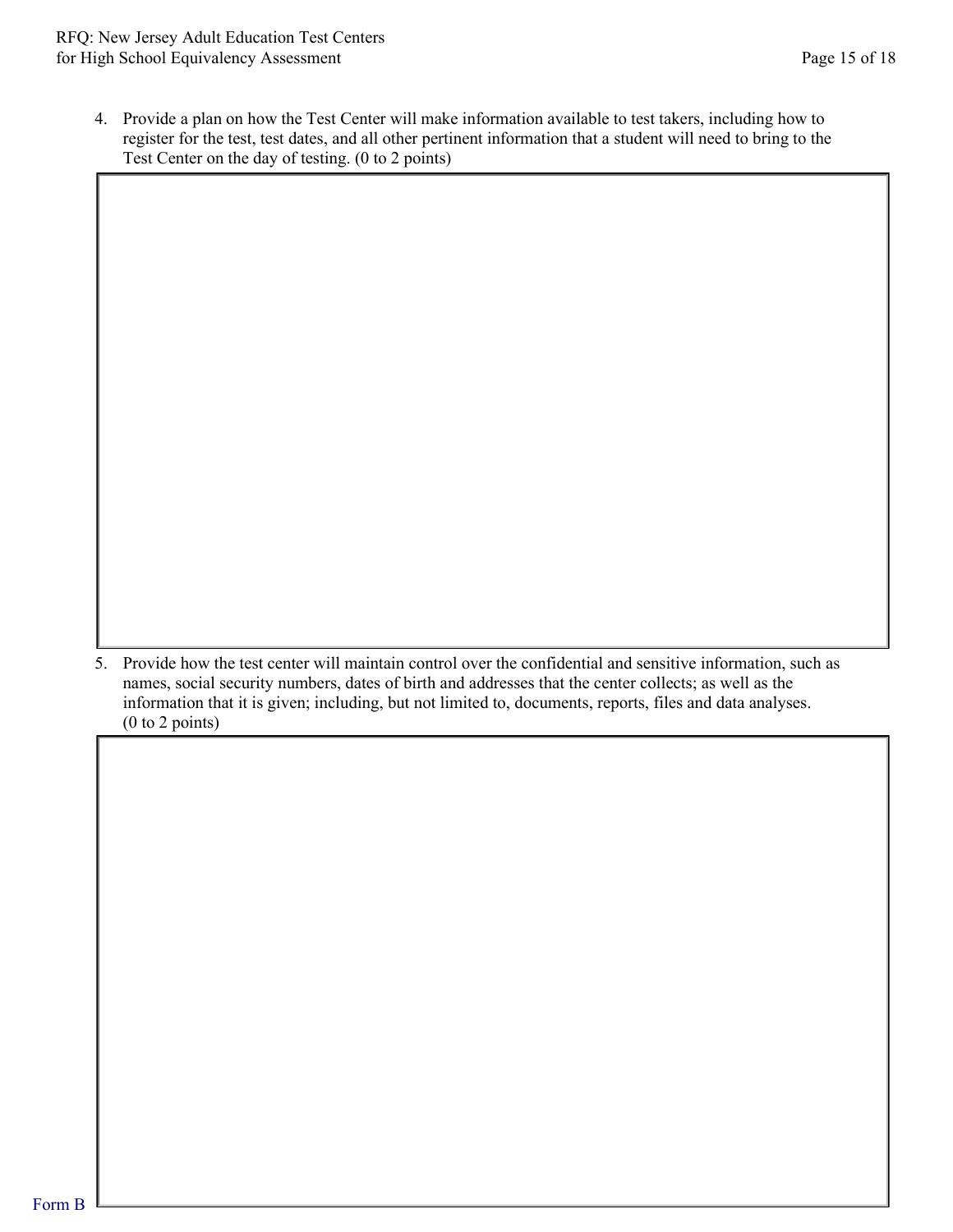4. Provide a plan on how the Test Center will make information available to test takers, including how to register for the test, test dates, and all other pertinent information that a student will need to bring to the Test Center on the day of testing. (0 to 2 points)

|  |
|---|
|  |

5. Provide how the test center will maintain control over the confidential and sensitive information, such as names, social security numbers, dates of birth and addresses that the center collects; as well as the information that it is given; including, but not limited to, documents, reports, files and data analyses. (0 to 2 points)

|  |
|---|
|  |

Form B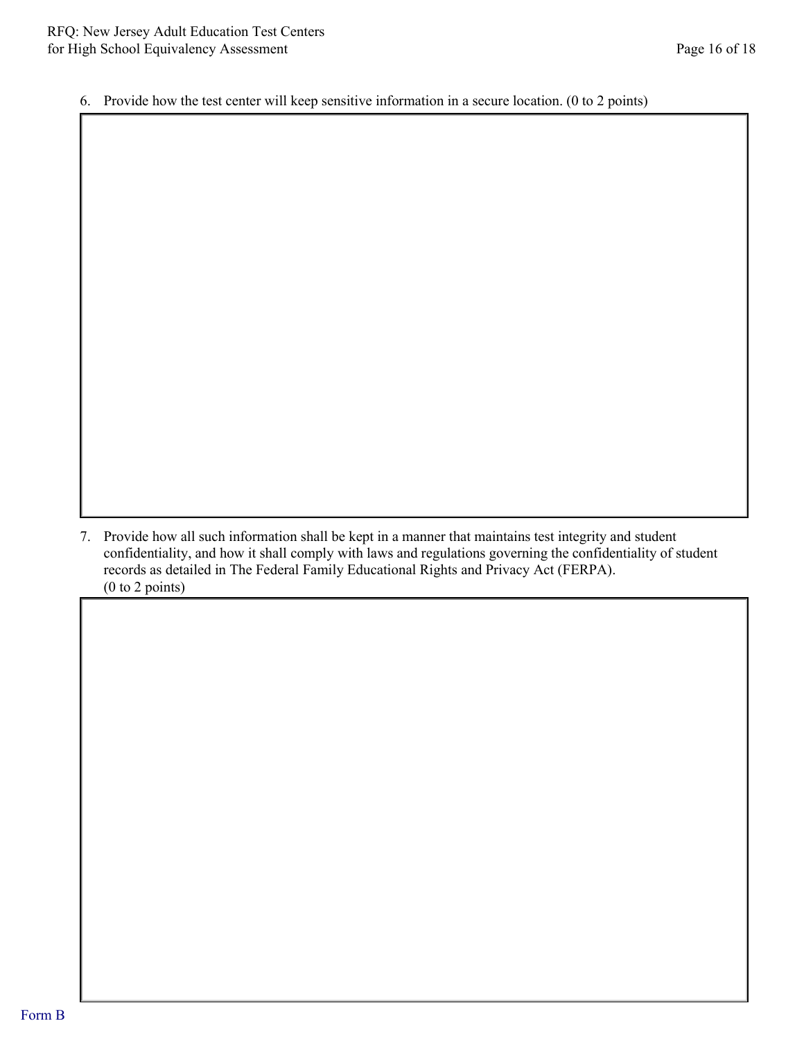6. Provide how the test center will keep sensitive information in a secure location. (0 to 2 points)

| |
|---|
| |

7. Provide how all such information shall be kept in a manner that maintains test integrity and student confidentiality, and how it shall comply with laws and regulations governing the confidentiality of student records as detailed in The Federal Family Educational Rights and Privacy Act (FERPA). (0 to 2 points)

| |
|---|
| |

Form B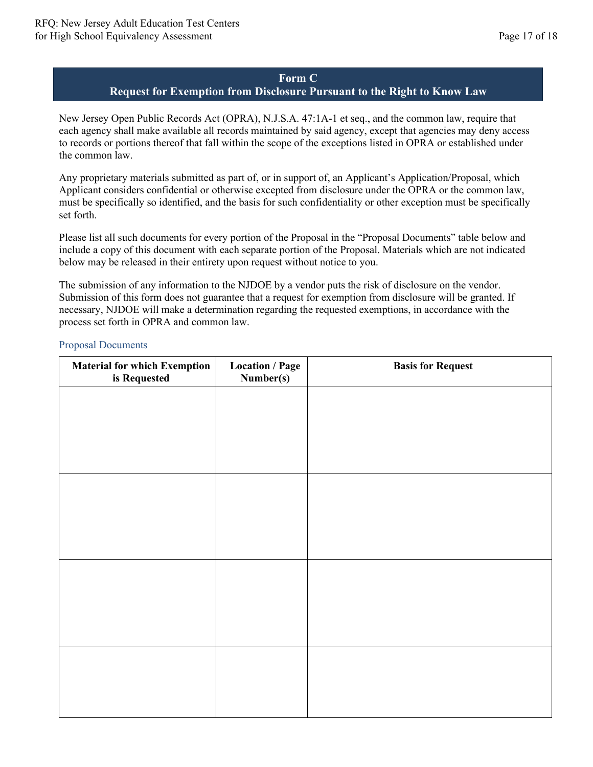## Form C
## Request for Exemption from Disclosure Pursuant to the Right to Know Law

New Jersey Open Public Records Act (OPRA), N.J.S.A. 47:1A-1 et seq., and the common law, require that each agency shall make available all records maintained by said agency, except that agencies may deny access to records or portions thereof that fall within the scope of the exceptions listed in OPRA or established under the common law.

Any proprietary materials submitted as part of, or in support of, an Applicant's Application/Proposal, which Applicant considers confidential or otherwise excepted from disclosure under the OPRA or the common law, must be specifically so identified, and the basis for such confidentiality or other exception must be specifically set forth.

Please list all such documents for every portion of the Proposal in the "Proposal Documents" table below and include a copy of this document with each separate portion of the Proposal. Materials which are not indicated below may be released in their entirety upon request without notice to you.

The submission of any information to the NJDOE by a vendor puts the risk of disclosure on the vendor. Submission of this form does not guarantee that a request for exemption from disclosure will be granted. If necessary, NJDOE will make a determination regarding the requested exemptions, in accordance with the process set forth in OPRA and common law.

### Proposal Documents

| Material for which Exemption is Requested | Location / Page Number(s) | Basis for Request |
| --- | --- | --- |
| | | |
| | | |
| | | |
| | | |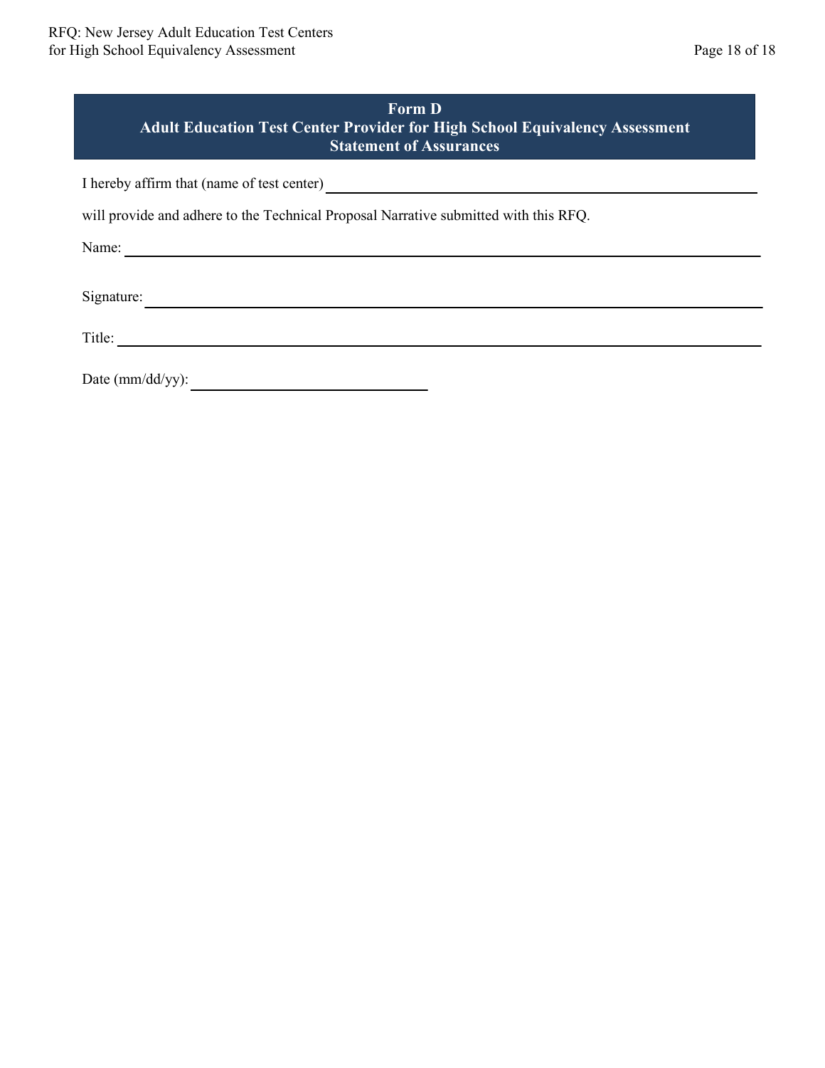## Form D
## Adult Education Test Center Provider for High School Equivalency Assessment
## Statement of Assurances

I hereby affirm that (name of test center) ______________________________________________

will provide and adhere to the Technical Proposal Narrative submitted with this RFQ.

Name: ______________________________________________

Signature: ______________________________________________

Title: ______________________________________________

Date (mm/dd/yy): ____________________